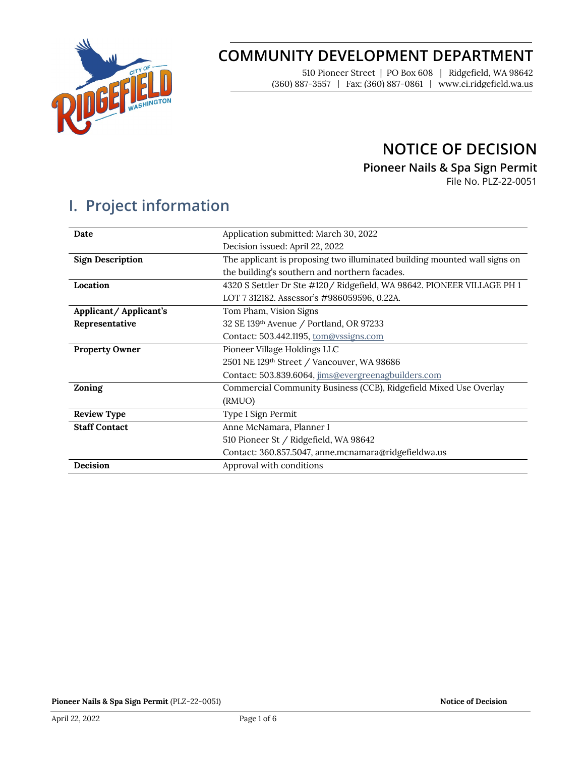# COMMUNITY DEVELOPMENT DEPARTMENT

510 Pioneer Street | PO Box 608 | Ridgefield, WA 98642
(360) 887-3557 | Fax: (360) 887-0861 | www.ci.ridgefield.wa.us

# NOTICE OF DECISION

### Pioneer Nails & Spa Sign Permit

File No. PLZ-22-0051

## I. Project information

| | |
|---|---|
| **Date** | Application submitted: March 30, 2022<br>Decision issued: April 22, 2022 |
| **Sign Description** | The applicant is proposing two illuminated building mounted wall signs on the building's southern and northern facades. |
| **Location** | 4320 S Settler Dr Ste #120/ Ridgefield, WA 98642. PIONEER VILLAGE PH 1 LOT 7 312182. Assessor's #986059596, 0.22A. |
| **Applicant/ Applicant's Representative** | Tom Pham, Vision Signs<br>32 SE 139th Avenue / Portland, OR 97233<br>Contact: 503.442.1195, tom@vssigns.com |
| **Property Owner** | Pioneer Village Holdings LLC<br>2501 NE 129th Street / Vancouver, WA 98686<br>Contact: 503.839.6064, jims@evergreenagbuilders.com |
| **Zoning** | Commercial Community Business (CCB), Ridgefield Mixed Use Overlay (RMUO) |
| **Review Type** | Type I Sign Permit |
| **Staff Contact** | Anne McNamara, Planner I<br>510 Pioneer St / Ridgefield, WA 98642<br>Contact: 360.857.5047, anne.mcnamara@ridgefieldwa.us |
| **Decision** | Approval with conditions |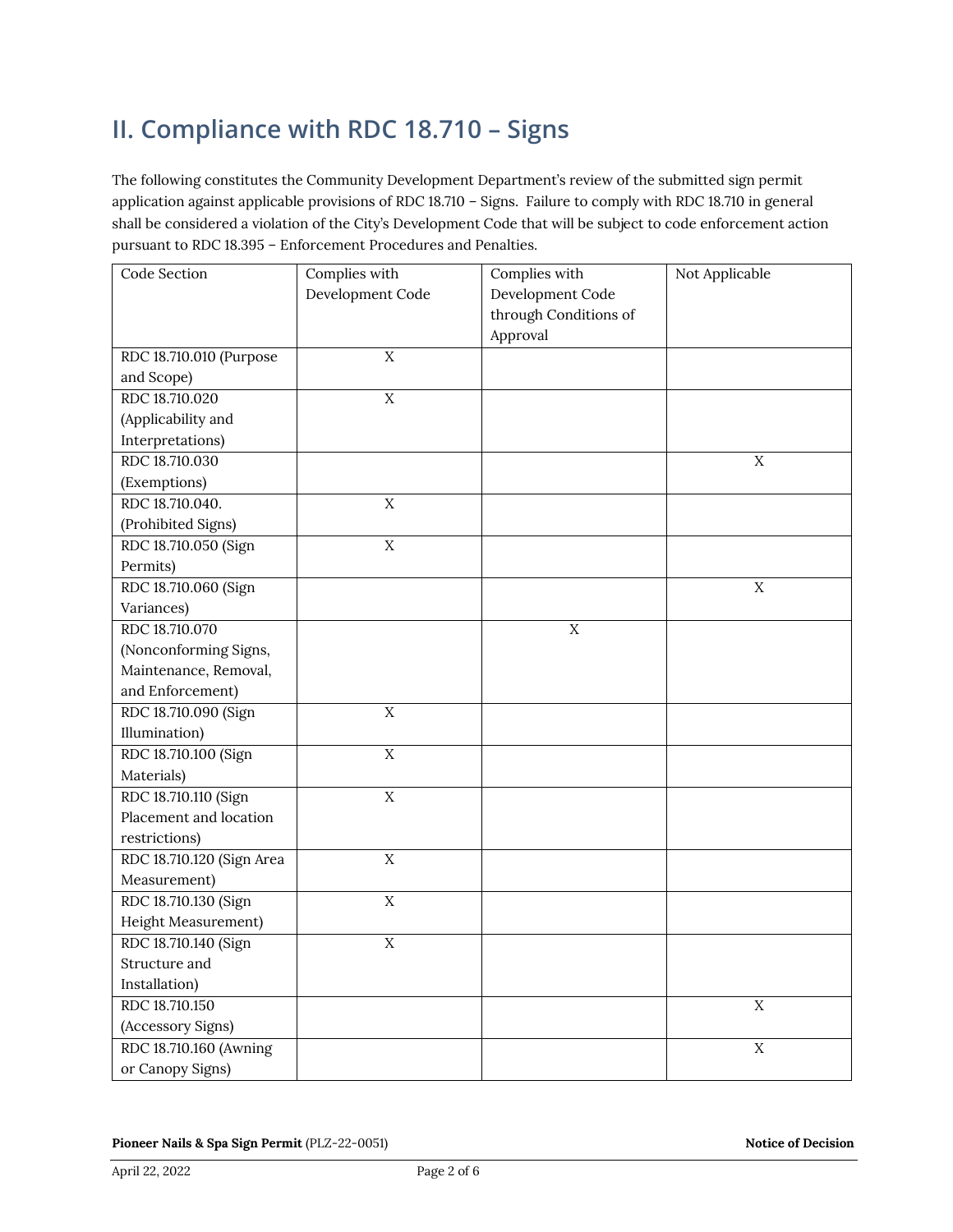## II. Compliance with RDC 18.710 – Signs

The following constitutes the Community Development Department's review of the submitted sign permit application against applicable provisions of RDC 18.710 – Signs. Failure to comply with RDC 18.710 in general shall be considered a violation of the City's Development Code that will be subject to code enforcement action pursuant to RDC 18.395 – Enforcement Procedures and Penalties.

| Code Section | Complies with Development Code | Complies with Development Code through Conditions of Approval | Not Applicable |
|---|---|---|---|
| RDC 18.710.010 (Purpose and Scope) | X | | |
| RDC 18.710.020 (Applicability and Interpretations) | X | | |
| RDC 18.710.030 (Exemptions) | | | X |
| RDC 18.710.040. (Prohibited Signs) | X | | |
| RDC 18.710.050 (Sign Permits) | X | | |
| RDC 18.710.060 (Sign Variances) | | | X |
| RDC 18.710.070 (Nonconforming Signs, Maintenance, Removal, and Enforcement) | | X | |
| RDC 18.710.090 (Sign Illumination) | X | | |
| RDC 18.710.100 (Sign Materials) | X | | |
| RDC 18.710.110 (Sign Placement and location restrictions) | X | | |
| RDC 18.710.120 (Sign Area Measurement) | X | | |
| RDC 18.710.130 (Sign Height Measurement) | X | | |
| RDC 18.710.140 (Sign Structure and Installation) | X | | |
| RDC 18.710.150 (Accessory Signs) | | | X |
| RDC 18.710.160 (Awning or Canopy Signs) | | | X |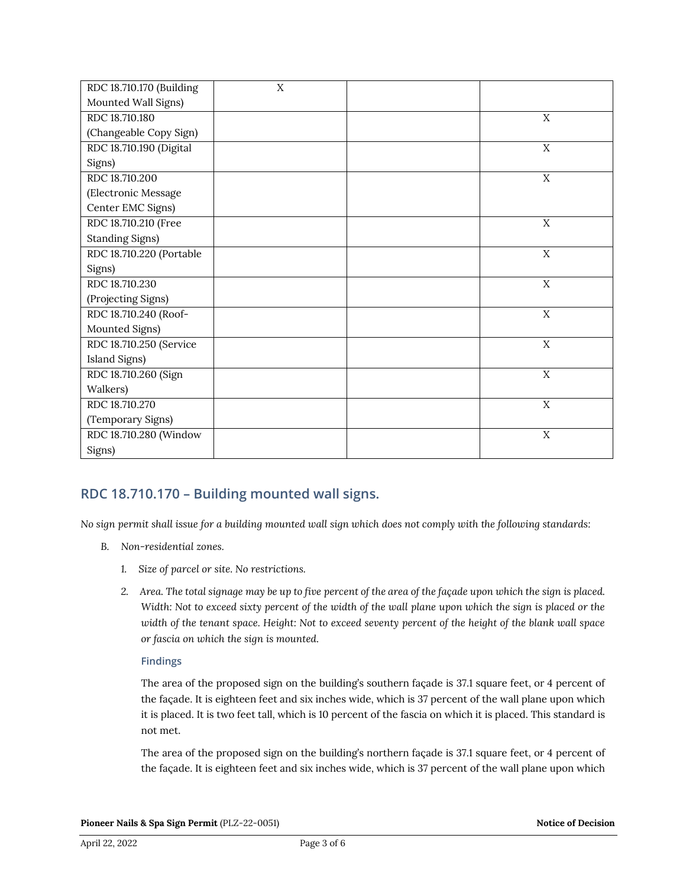| RDC 18.710.170 (Building Mounted Wall Signs) | X | | |
|---|---|---|---|
| RDC 18.710.180 (Changeable Copy Sign) | | | X |
| RDC 18.710.190 (Digital Signs) | | | X |
| RDC 18.710.200 (Electronic Message Center EMC Signs) | | | X |
| RDC 18.710.210 (Free Standing Signs) | | | X |
| RDC 18.710.220 (Portable Signs) | | | X |
| RDC 18.710.230 (Projecting Signs) | | | X |
| RDC 18.710.240 (Roof-Mounted Signs) | | | X |
| RDC 18.710.250 (Service Island Signs) | | | X |
| RDC 18.710.260 (Sign Walkers) | | | X |
| RDC 18.710.270 (Temporary Signs) | | | X |
| RDC 18.710.280 (Window Signs) | | | X |

## RDC 18.710.170 – Building mounted wall signs.

*No sign permit shall issue for a building mounted wall sign which does not comply with the following standards:*

B. *Non-residential zones.*

   1. *Size of parcel or site. No restrictions.*

   2. *Area. The total signage may be up to five percent of the area of the façade upon which the sign is placed. Width: Not to exceed sixty percent of the width of the wall plane upon which the sign is placed or the width of the tenant space. Height: Not to exceed seventy percent of the height of the blank wall space or fascia on which the sign is mounted.*

      #### Findings

      The area of the proposed sign on the building's southern façade is 37.1 square feet, or 4 percent of the façade. It is eighteen feet and six inches wide, which is 37 percent of the wall plane upon which it is placed. It is two feet tall, which is 10 percent of the fascia on which it is placed. This standard is not met.

      The area of the proposed sign on the building's northern façade is 37.1 square feet, or 4 percent of the façade. It is eighteen feet and six inches wide, which is 37 percent of the wall plane upon which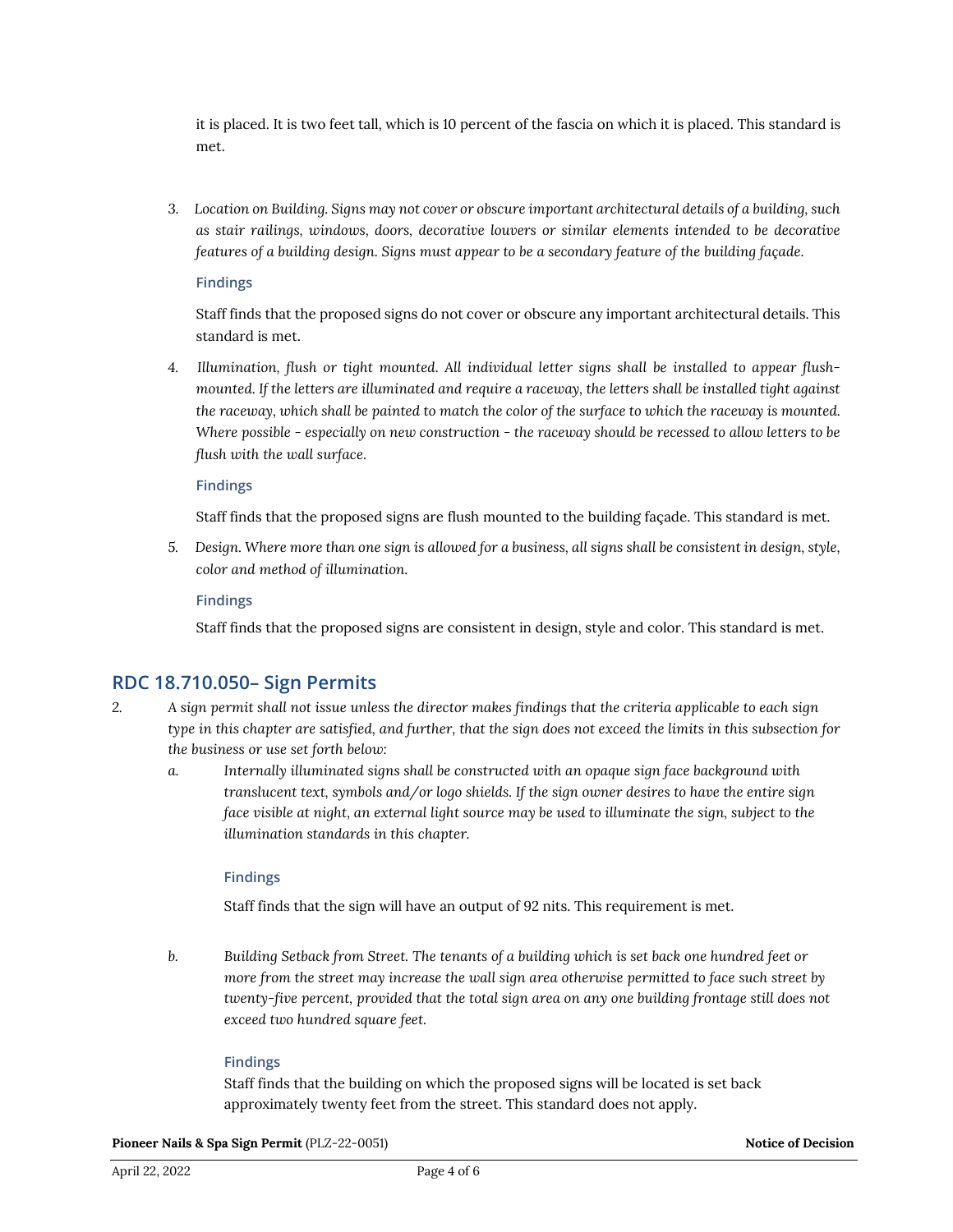it is placed. It is two feet tall, which is 10 percent of the fascia on which it is placed. This standard is met.

3. *Location on Building. Signs may not cover or obscure important architectural details of a building, such as stair railings, windows, doors, decorative louvers or similar elements intended to be decorative features of a building design. Signs must appear to be a secondary feature of the building façade.*

   **Findings**

   Staff finds that the proposed signs do not cover or obscure any important architectural details. This standard is met.

4. *Illumination, flush or tight mounted. All individual letter signs shall be installed to appear flush-mounted. If the letters are illuminated and require a raceway, the letters shall be installed tight against the raceway, which shall be painted to match the color of the surface to which the raceway is mounted. Where possible - especially on new construction - the raceway should be recessed to allow letters to be flush with the wall surface.*

   **Findings**

   Staff finds that the proposed signs are flush mounted to the building façade. This standard is met.

5. *Design. Where more than one sign is allowed for a business, all signs shall be consistent in design, style, color and method of illumination.*

   **Findings**

   Staff finds that the proposed signs are consistent in design, style and color. This standard is met.

## RDC 18.710.050– Sign Permits

2. *A sign permit shall not issue unless the director makes findings that the criteria applicable to each sign type in this chapter are satisfied, and further, that the sign does not exceed the limits in this subsection for the business or use set forth below:*

   a. *Internally illuminated signs shall be constructed with an opaque sign face background with translucent text, symbols and/or logo shields. If the sign owner desires to have the entire sign face visible at night, an external light source may be used to illuminate the sign, subject to the illumination standards in this chapter.*

      **Findings**

      Staff finds that the sign will have an output of 92 nits. This requirement is met.

   b. *Building Setback from Street. The tenants of a building which is set back one hundred feet or more from the street may increase the wall sign area otherwise permitted to face such street by twenty-five percent, provided that the total sign area on any one building frontage still does not exceed two hundred square feet.*

      **Findings**

      Staff finds that the building on which the proposed signs will be located is set back approximately twenty feet from the street. This standard does not apply.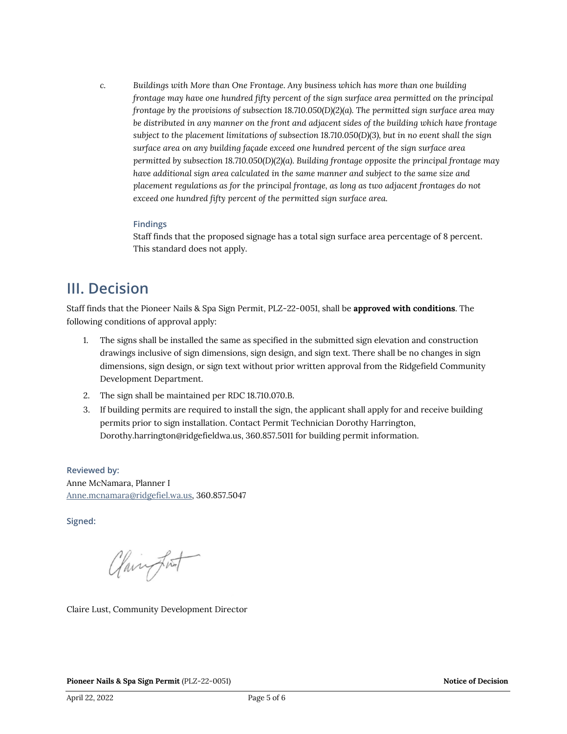c. *Buildings with More than One Frontage. Any business which has more than one building frontage may have one hundred fifty percent of the sign surface area permitted on the principal frontage by the provisions of subsection 18.710.050(D)(2)(a). The permitted sign surface area may be distributed in any manner on the front and adjacent sides of the building which have frontage subject to the placement limitations of subsection 18.710.050(D)(3), but in no event shall the sign surface area on any building façade exceed one hundred percent of the sign surface area permitted by subsection 18.710.050(D)(2)(a). Building frontage opposite the principal frontage may have additional sign area calculated in the same manner and subject to the same size and placement regulations as for the principal frontage, as long as two adjacent frontages do not exceed one hundred fifty percent of the permitted sign surface area.*

**Findings**

Staff finds that the proposed signage has a total sign surface area percentage of 8 percent. This standard does not apply.

## III. Decision

Staff finds that the Pioneer Nails & Spa Sign Permit, PLZ-22-0051, shall be **approved with conditions**. The following conditions of approval apply:

1. The signs shall be installed the same as specified in the submitted sign elevation and construction drawings inclusive of sign dimensions, sign design, and sign text. There shall be no changes in sign dimensions, sign design, or sign text without prior written approval from the Ridgefield Community Development Department.
2. The sign shall be maintained per RDC 18.710.070.B.
3. If building permits are required to install the sign, the applicant shall apply for and receive building permits prior to sign installation. Contact Permit Technician Dorothy Harrington, Dorothy.harrington@ridgefieldwa.us, 360.857.5011 for building permit information.

**Reviewed by:**

Anne McNamara, Planner I
Anne.mcnamara@ridgefiel.wa.us, 360.857.5047

**Signed:**

Claire Lust, Community Development Director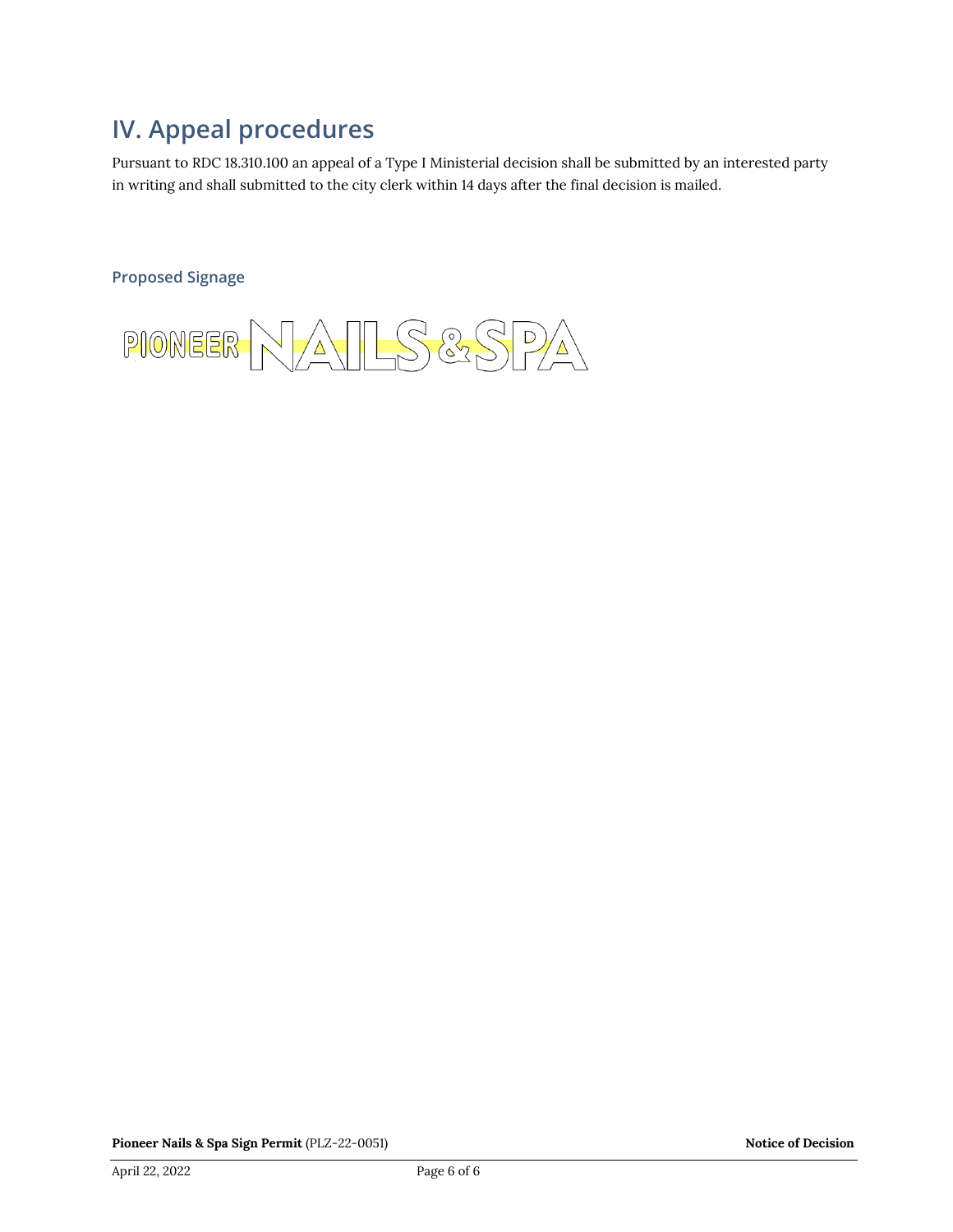## IV. Appeal procedures

Pursuant to RDC 18.310.100 an appeal of a Type I Ministerial decision shall be submitted by an interested party in writing and shall submitted to the city clerk within 14 days after the final decision is mailed.

### Proposed Signage

PIONEER NAILS & SPA